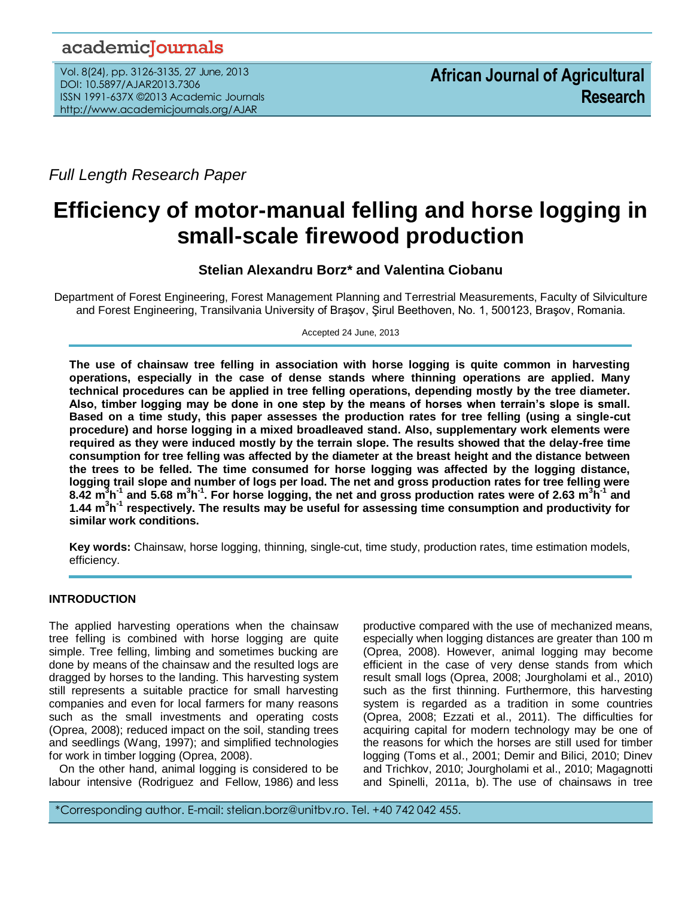academicJournals

African Journal of Agricultural Research

*Full Length Research Paper*

# Efficiency of motor-manual felling and horse logging in small-scale firewood production

**Stelian Alexandru Borz* and Valentina Ciobanu**

Department of Forest Engineering, Forest Management Planning and Terrestrial Measurements, Faculty of Silviculture and Forest Engineering, Transilvania University of Braşov, Şirul Beethoven, No. 1, 500123, Braşov, Romania.

Accepted 24 June, 2013

**The use of chainsaw tree felling in association with horse logging is quite common in harvesting operations, especially in the case of dense stands where thinning operations are applied. Many technical procedures can be applied in tree felling operations, depending mostly by the tree diameter. Also, timber logging may be done in one step by the means of horses when terrain's slope is small. Based on a time study, this paper assesses the production rates for tree felling (using a single-cut procedure) and horse logging in a mixed broadleaved stand. Also, supplementary work elements were required as they were induced mostly by the terrain slope. The results showed that the delay-free time consumption for tree felling was affected by the diameter at the breast height and the distance between the trees to be felled. The time consumed for horse logging was affected by the logging distance, logging trail slope and number of logs per load. The net and gross production rates for tree felling were 8.42 $m^3h^{-1}$ and 5.68 $m^3h^{-1}$. For horse logging, the net and gross production rates were of 2.63 $m^3h^{-1}$ and 1.44 $m^3h^{-1}$ respectively. The results may be useful for assessing time consumption and productivity for similar work conditions.**

**Key words:** Chainsaw, horse logging, thinning, single-cut, time study, production rates, time estimation models, efficiency.

## INTRODUCTION

The applied harvesting operations when the chainsaw tree felling is combined with horse logging are quite simple. Tree felling, limbing and sometimes bucking are done by means of the chainsaw and the resulted logs are dragged by horses to the landing. This harvesting system still represents a suitable practice for small harvesting companies and even for local farmers for many reasons such as the small investments and operating costs (Oprea, 2008); reduced impact on the soil, standing trees and seedlings (Wang, 1997); and simplified technologies for work in timber logging (Oprea, 2008).

On the other hand, animal logging is considered to be labour intensive (Rodriguez and Fellow, 1986) and less productive compared with the use of mechanized means, especially when logging distances are greater than 100 m (Oprea, 2008). However, animal logging may become efficient in the case of very dense stands from which result small logs (Oprea, 2008; Jourgholami et al., 2010) such as the first thinning. Furthermore, this harvesting system is regarded as a tradition in some countries (Oprea, 2008; Ezzati et al., 2011). The difficulties for acquiring capital for modern technology may be one of the reasons for which the horses are still used for timber logging (Toms et al., 2001; Demir and Bilici, 2010; Dinev and Trichkov, 2010; Jourgholami et al., 2010; Magagnotti and Spinelli, 2011a, b). The use of chainsaws in tree

*Corresponding author. E-mail: stelian.borz@unitbv.ro. Tel. +40 742 042 455.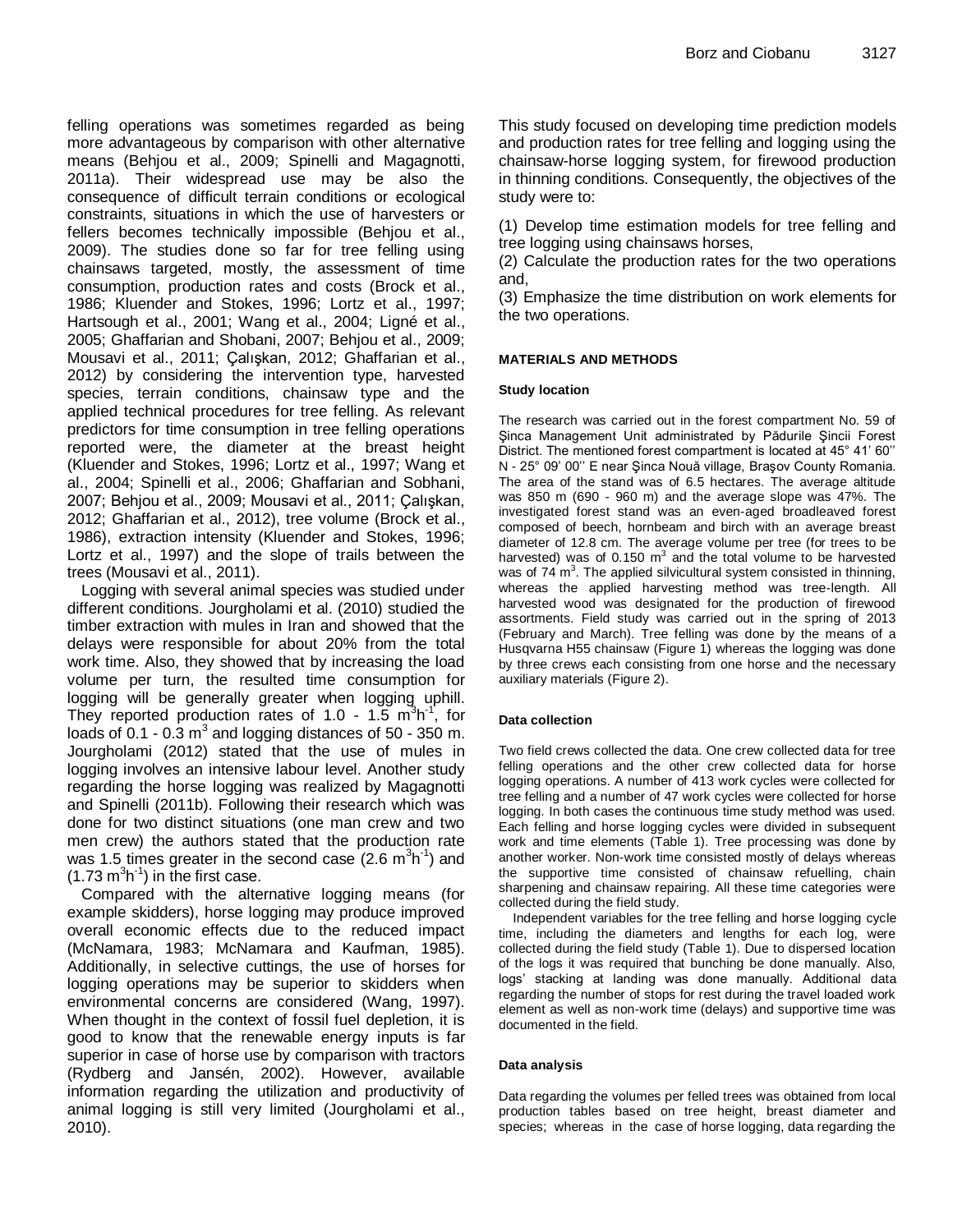felling operations was sometimes regarded as being more advantageous by comparison with other alternative means (Behjou et al., 2009; Spinelli and Magagnotti, 2011a). Their widespread use may be also the consequence of difficult terrain conditions or ecological constraints, situations in which the use of harvesters or fellers becomes technically impossible (Behjou et al., 2009). The studies done so far for tree felling using chainsaws targeted, mostly, the assessment of time consumption, production rates and costs (Brock et al., 1986; Kluender and Stokes, 1996; Lortz et al., 1997; Hartsough et al., 2001; Wang et al., 2004; Ligné et al., 2005; Ghaffarian and Shobani, 2007; Behjou et al., 2009; Mousavi et al., 2011; Çalışkan, 2012; Ghaffarian et al., 2012) by considering the intervention type, harvested species, terrain conditions, chainsaw type and the applied technical procedures for tree felling. As relevant predictors for time consumption in tree felling operations reported were, the diameter at the breast height (Kluender and Stokes, 1996; Lortz et al., 1997; Wang et al., 2004; Spinelli et al., 2006; Ghaffarian and Sobhani, 2007; Behjou et al., 2009; Mousavi et al., 2011; Çalışkan, 2012; Ghaffarian et al., 2012), tree volume (Brock et al., 1986), extraction intensity (Kluender and Stokes, 1996; Lortz et al., 1997) and the slope of trails between the trees (Mousavi et al., 2011).

Logging with several animal species was studied under different conditions. Jourgholami et al. (2010) studied the timber extraction with mules in Iran and showed that the delays were responsible for about 20% from the total work time. Also, they showed that by increasing the load volume per turn, the resulted time consumption for logging will be generally greater when logging uphill. They reported production rates of 1.0 - 1.5 $m^3h^{-1}$, for loads of 0.1 - 0.3 $m^3$ and logging distances of 50 - 350 m. Jourgholami (2012) stated that the use of mules in logging involves an intensive labour level. Another study regarding the horse logging was realized by Magagnotti and Spinelli (2011b). Following their research which was done for two distinct situations (one man crew and two men crew) the authors stated that the production rate was 1.5 times greater in the second case (2.6 $m^3h^{-1}$) and (1.73 $m^3h^{-1}$) in the first case.

Compared with the alternative logging means (for example skidders), horse logging may produce improved overall economic effects due to the reduced impact (McNamara, 1983; McNamara and Kaufman, 1985). Additionally, in selective cuttings, the use of horses for logging operations may be superior to skidders when environmental concerns are considered (Wang, 1997). When thought in the context of fossil fuel depletion, it is good to know that the renewable energy inputs is far superior in case of horse use by comparison with tractors (Rydberg and Jansén, 2002). However, available information regarding the utilization and productivity of animal logging is still very limited (Jourgholami et al., 2010).

This study focused on developing time prediction models and production rates for tree felling and logging using the chainsaw-horse logging system, for firewood production in thinning conditions. Consequently, the objectives of the study were to:

(1) Develop time estimation models for tree felling and tree logging using chainsaws horses,
(2) Calculate the production rates for the two operations and,
(3) Emphasize the time distribution on work elements for the two operations.

## MATERIALS AND METHODS

### Study location

The research was carried out in the forest compartment No. 59 of Şinca Management Unit administrated by Pădurile Şincii Forest District. The mentioned forest compartment is located at 45° 41' 60'' N - 25° 09' 00'' E near Şinca Nouă village, Braşov County Romania. The area of the stand was of 6.5 hectares. The average altitude was 850 m (690 - 960 m) and the average slope was 47%. The investigated forest stand was an even-aged broadleaved forest composed of beech, hornbeam and birch with an average breast diameter of 12.8 cm. The average volume per tree (for trees to be harvested) was of 0.150 $m^3$ and the total volume to be harvested was of 74 $m^3$. The applied silvicultural system consisted in thinning, whereas the applied harvesting method was tree-length. All harvested wood was designated for the production of firewood assortments. Field study was carried out in the spring of 2013 (February and March). Tree felling was done by the means of a Husqvarna H55 chainsaw (Figure 1) whereas the logging was done by three crews each consisting from one horse and the necessary auxiliary materials (Figure 2).

### Data collection

Two field crews collected the data. One crew collected data for tree felling operations and the other crew collected data for horse logging operations. A number of 413 work cycles were collected for tree felling and a number of 47 work cycles were collected for horse logging. In both cases the continuous time study method was used. Each felling and horse logging cycles were divided in subsequent work and time elements (Table 1). Tree processing was done by another worker. Non-work time consisted mostly of delays whereas the supportive time consisted of chainsaw refuelling, chain sharpening and chainsaw repairing. All these time categories were collected during the field study.

Independent variables for the tree felling and horse logging cycle time, including the diameters and lengths for each log, were collected during the field study (Table 1). Due to dispersed location of the logs it was required that bunching be done manually. Also, logs' stacking at landing was done manually. Additional data regarding the number of stops for rest during the travel loaded work element as well as non-work time (delays) and supportive time was documented in the field.

### Data analysis

Data regarding the volumes per felled trees was obtained from local production tables based on tree height, breast diameter and species; whereas in the case of horse logging, data regarding the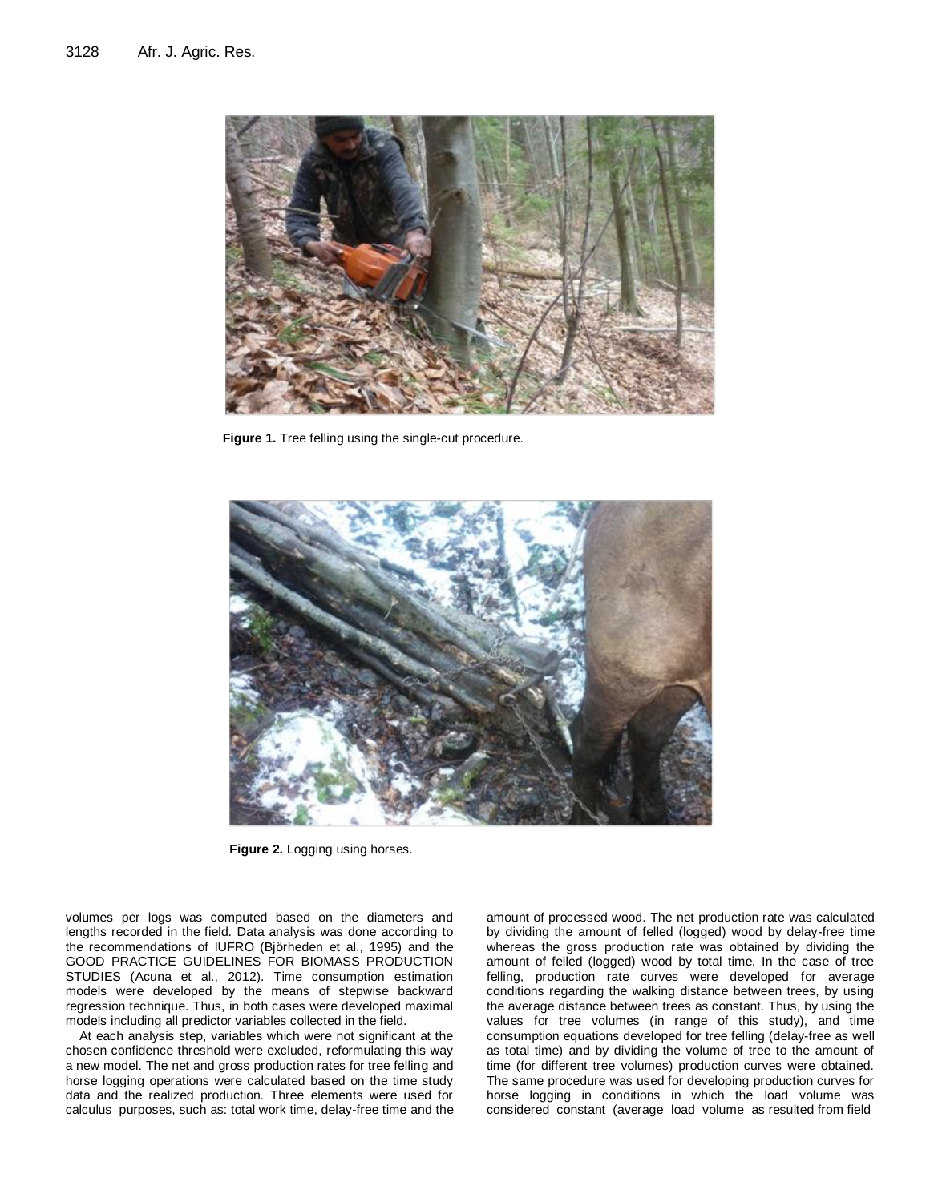**Figure 1.** Tree felling using the single-cut procedure.

**Figure 2.** Logging using horses.

volumes per logs was computed based on the diameters and lengths recorded in the field. Data analysis was done according to the recommendations of IUFRO (Björheden et al., 1995) and the GOOD PRACTICE GUIDELINES FOR BIOMASS PRODUCTION STUDIES (Acuna et al., 2012). Time consumption estimation models were developed by the means of stepwise backward regression technique. Thus, in both cases were developed maximal models including all predictor variables collected in the field.

At each analysis step, variables which were not significant at the chosen confidence threshold were excluded, reformulating this way a new model. The net and gross production rates for tree felling and horse logging operations were calculated based on the time study data and the realized production. Three elements were used for calculus purposes, such as: total work time, delay-free time and the amount of processed wood. The net production rate was calculated by dividing the amount of felled (logged) wood by delay-free time whereas the gross production rate was obtained by dividing the amount of felled (logged) wood by total time. In the case of tree felling, production rate curves were developed for average conditions regarding the walking distance between trees, by using the average distance between trees as constant. Thus, by using the values for tree volumes (in range of this study), and time consumption equations developed for tree felling (delay-free as well as total time) and by dividing the volume of tree to the amount of time (for different tree volumes) production curves were obtained. The same procedure was used for developing production curves for horse logging in conditions in which the load volume was considered constant (average load volume as resulted from field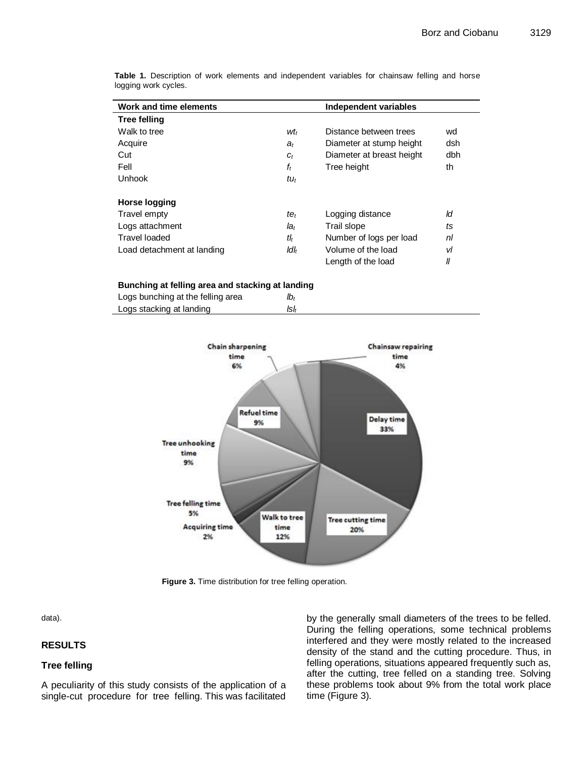**Table 1.** Description of work elements and independent variables for chainsaw felling and horse logging work cycles.

| Work and time elements | | Independent variables | |
|---|---|---|---|
| **Tree felling** | | | |
| Walk to tree | $wt_t$ | Distance between trees | wd |
| Acquire | $a_t$ | Diameter at stump height | dsh |
| Cut | $c_t$ | Diameter at breast height | dbh |
| Fell | $f_t$ | Tree height | th |
| Unhook | $tu_t$ | | |
| **Horse logging** | | | |
| Travel empty | $te_t$ | Logging distance | *ld* |
| Logs attachment | $la_t$ | Trail slope | *ts* |
| Travel loaded | $tl_t$ | Number of logs per load | *nl* |
| Load detachment at landing | $ldl_t$ | Volume of the load | *vl* |
| | | Length of the load | *ll* |
| **Bunching at felling area and stacking at landing** | | | |
| Logs bunching at the felling area | $lb_t$ | | |
| Logs stacking at landing | $lsl_t$ | | |

**Figure 3.** Time distribution for tree felling operation.

data).

## RESULTS

### Tree felling

A peculiarity of this study consists of the application of a single-cut procedure for tree felling. This was facilitated by the generally small diameters of the trees to be felled. During the felling operations, some technical problems interfered and they were mostly related to the increased density of the stand and the cutting procedure. Thus, in felling operations, situations appeared frequently such as, after the cutting, tree felled on a standing tree. Solving these problems took about 9% from the total work place time (Figure 3).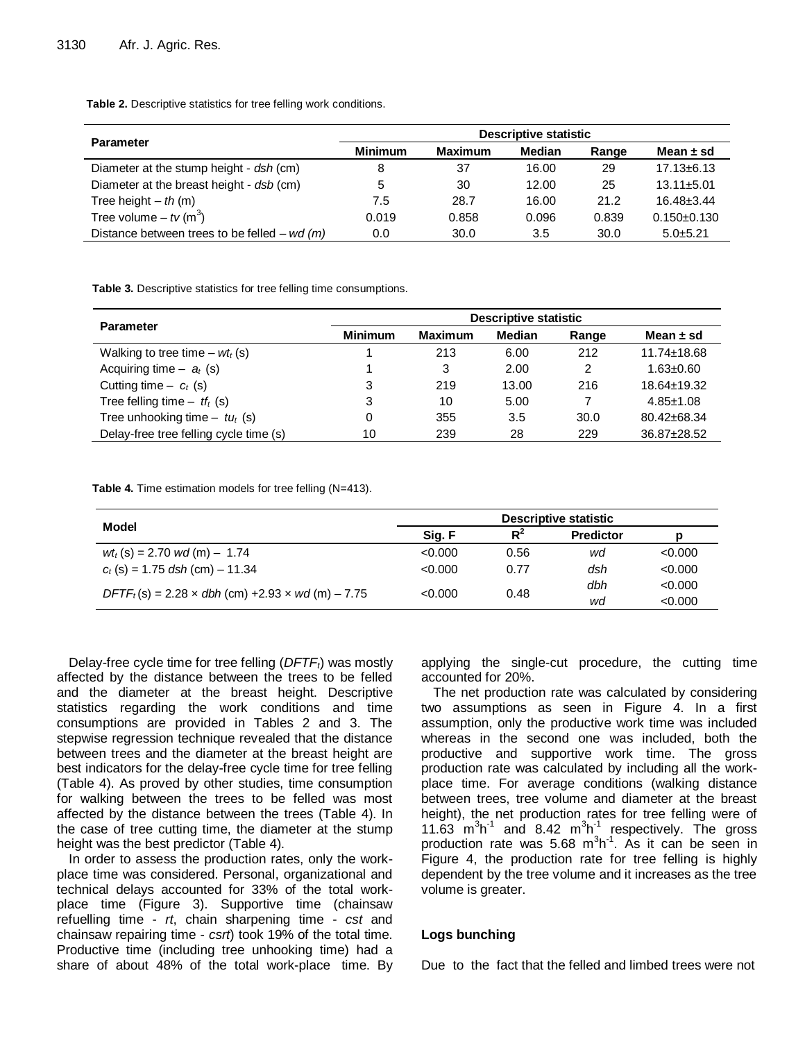**Table 2.** Descriptive statistics for tree felling work conditions.

| Parameter | Descriptive statistic | | | | |
|---|---|---|---|---|---|
| | Minimum | Maximum | Median | Range | Mean ± sd |
| Diameter at the stump height - *dsh* (cm) | 8 | 37 | 16.00 | 29 | 17.13±6.13 |
| Diameter at the breast height - *dsb* (cm) | 5 | 30 | 12.00 | 25 | 13.11±5.01 |
| Tree height – *th* (m) | 7.5 | 28.7 | 16.00 | 21.2 | 16.48±3.44 |
| Tree volume – *tv* ($m^3$) | 0.019 | 0.858 | 0.096 | 0.839 | 0.150±0.130 |
| Distance between trees to be felled – *wd (m)* | 0.0 | 30.0 | 3.5 | 30.0 | 5.0±5.21 |

**Table 3.** Descriptive statistics for tree felling time consumptions.

| Parameter | Descriptive statistic | | | | |
|---|---|---|---|---|---|
| | Minimum | Maximum | Median | Range | Mean ± sd |
| Walking to tree time – $wt_t$ (s) | 1 | 213 | 6.00 | 212 | 11.74±18.68 |
| Acquiring time – $a_t$ (s) | 1 | 3 | 2.00 | 2 | 1.63±0.60 |
| Cutting time – $c_t$ (s) | 3 | 219 | 13.00 | 216 | 18.64±19.32 |
| Tree felling time – $tf_t$ (s) | 3 | 10 | 5.00 | 7 | 4.85±1.08 |
| Tree unhooking time – $tu_t$ (s) | 0 | 355 | 3.5 | 30.0 | 80.42±68.34 |
| Delay-free tree felling cycle time (s) | 10 | 239 | 28 | 229 | 36.87±28.52 |

**Table 4.** Time estimation models for tree felling (N=413).

| Model | Descriptive statistic | | | |
|---|---|---|---|---|
| | Sig. F | $R^2$ | Predictor | p |
| $wt_t$ (s) = 2.70 *wd* (m) – 1.74 | <0.000 | 0.56 | *wd* | <0.000 |
| $c_t$ (s) = 1.75 *dsh* (cm) – 11.34 | <0.000 | 0.77 | *dsh* | <0.000 |
| $DFTF_t$ (s) = 2.28 × *dbh* (cm) +2.93 × *wd* (m) – 7.75 | <0.000 | 0.48 | *dbh* | <0.000 |
| | | | *wd* | <0.000 |

Delay-free cycle time for tree felling ($DFTF_t$) was mostly affected by the distance between the trees to be felled and the diameter at the breast height. Descriptive statistics regarding the work conditions and time consumptions are provided in Tables 2 and 3. The stepwise regression technique revealed that the distance between trees and the diameter at the breast height are best indicators for the delay-free cycle time for tree felling (Table 4). As proved by other studies, time consumption for walking between the trees to be felled was most affected by the distance between the trees (Table 4). In the case of tree cutting time, the diameter at the stump height was the best predictor (Table 4).

In order to assess the production rates, only the work-place time was considered. Personal, organizational and technical delays accounted for 33% of the total work-place time (Figure 3). Supportive time (chainsaw refuelling time - *rt*, chain sharpening time - *cst* and chainsaw repairing time - *csrt*) took 19% of the total time. Productive time (including tree unhooking time) had a share of about 48% of the total work-place time. By applying the single-cut procedure, the cutting time accounted for 20%.

The net production rate was calculated by considering two assumptions as seen in Figure 4. In a first assumption, only the productive work time was included whereas in the second one was included, both the productive and supportive work time. The gross production rate was calculated by including all the work-place time. For average conditions (walking distance between trees, tree volume and diameter at the breast height), the net production rates for tree felling were of 11.63 $m^3h^{-1}$ and 8.42 $m^3h^{-1}$ respectively. The gross production rate was 5.68 $m^3h^{-1}$. As it can be seen in Figure 4, the production rate for tree felling is highly dependent by the tree volume and it increases as the tree volume is greater.

## Logs bunching

Due to the fact that the felled and limbed trees were not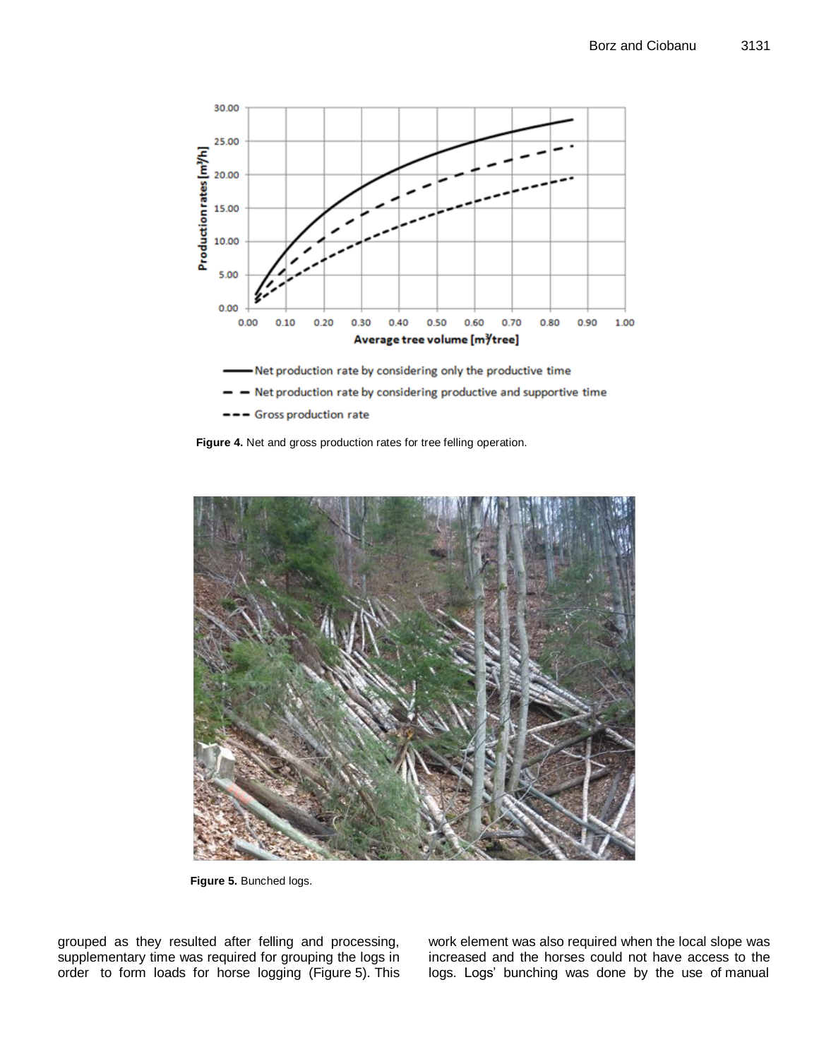**Figure 4.** Net and gross production rates for tree felling operation.

**Figure 5.** Bunched logs.

grouped as they resulted after felling and processing, supplementary time was required for grouping the logs in order to form loads for horse logging (Figure 5). This work element was also required when the local slope was increased and the horses could not have access to the logs. Logs' bunching was done by the use of manual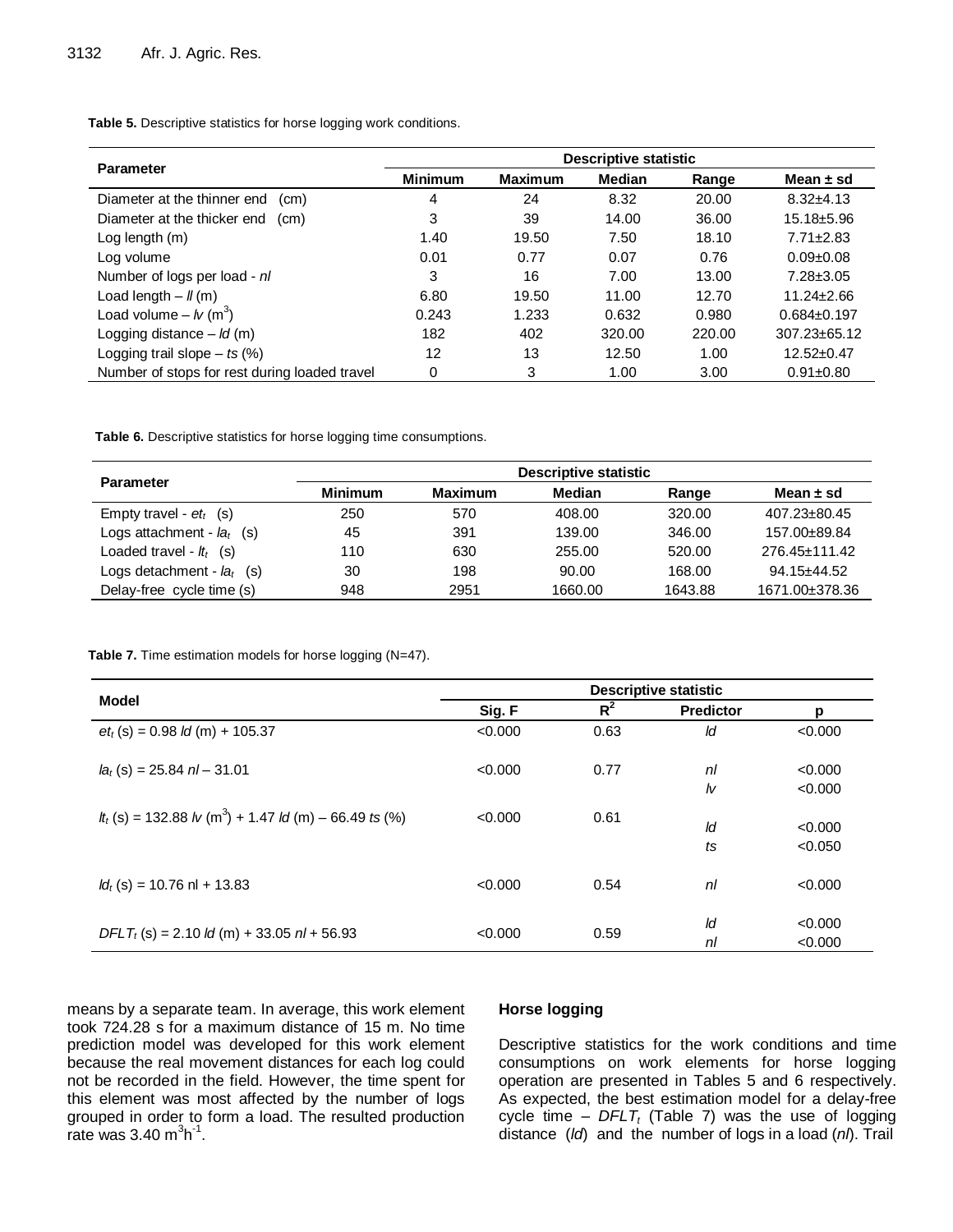**Table 5.** Descriptive statistics for horse logging work conditions.

| Parameter | Descriptive statistic | | | | |
|---|---|---|---|---|---|
| | Minimum | Maximum | Median | Range | Mean ± sd |
| Diameter at the thinner end (cm) | 4 | 24 | 8.32 | 20.00 | 8.32±4.13 |
| Diameter at the thicker end (cm) | 3 | 39 | 14.00 | 36.00 | 15.18±5.96 |
| Log length (m) | 1.40 | 19.50 | 7.50 | 18.10 | 7.71±2.83 |
| Log volume | 0.01 | 0.77 | 0.07 | 0.76 | 0.09±0.08 |
| Number of logs per load - *nl* | 3 | 16 | 7.00 | 13.00 | 7.28±3.05 |
| Load length – *ll* (m) | 6.80 | 19.50 | 11.00 | 12.70 | 11.24±2.66 |
| Load volume – *lv* ($m^3$) | 0.243 | 1.233 | 0.632 | 0.980 | 0.684±0.197 |
| Logging distance – *ld* (m) | 182 | 402 | 320.00 | 220.00 | 307.23±65.12 |
| Logging trail slope – *ts* (%) | 12 | 13 | 12.50 | 1.00 | 12.52±0.47 |
| Number of stops for rest during loaded travel | 0 | 3 | 1.00 | 3.00 | 0.91±0.80 |

**Table 6.** Descriptive statistics for horse logging time consumptions.

| Parameter | Descriptive statistic | | | | |
|---|---|---|---|---|---|
| | Minimum | Maximum | Median | Range | Mean ± sd |
| Empty travel - $et_t$ (s) | 250 | 570 | 408.00 | 320.00 | 407.23±80.45 |
| Logs attachment - $la_t$ (s) | 45 | 391 | 139.00 | 346.00 | 157.00±89.84 |
| Loaded travel - $lt_t$ (s) | 110 | 630 | 255.00 | 520.00 | 276.45±111.42 |
| Logs detachment - $la_t$ (s) | 30 | 198 | 90.00 | 168.00 | 94.15±44.52 |
| Delay-free cycle time (s) | 948 | 2951 | 1660.00 | 1643.88 | 1671.00±378.36 |

**Table 7.** Time estimation models for horse logging (N=47).

| Model | Descriptive statistic | | | |
|---|---|---|---|---|
| | Sig. F | $R^2$ | Predictor | p |
| $et_t$ (s) = 0.98 *ld* (m) + 105.37 | <0.000 | 0.63 | *ld* | <0.000 |
| $la_t$ (s) = 25.84 *nl* – 31.01 | <0.000 | 0.77 | *nl* | <0.000 |
| | | | *lv* | <0.000 |
| $lt_t$ (s) = 132.88 *lv* ($m^3$) + 1.47 *ld* (m) – 66.49 *ts* (%) | <0.000 | 0.61 | *ld* | <0.000 |
| | | | *ts* | <0.050 |
| $ld_t$ (s) = 10.76 nl + 13.83 | <0.000 | 0.54 | *nl* | <0.000 |
| $DFLT_t$ (s) = 2.10 *ld* (m) + 33.05 *nl* + 56.93 | <0.000 | 0.59 | *ld* | <0.000 |
| | | | *nl* | <0.000 |

means by a separate team. In average, this work element took 724.28 s for a maximum distance of 15 m. No time prediction model was developed for this work element because the real movement distances for each log could not be recorded in the field. However, the time spent for this element was most affected by the number of logs grouped in order to form a load. The resulted production rate was 3.40 $m^3h^{-1}$.

### Horse logging

Descriptive statistics for the work conditions and time consumptions on work elements for horse logging operation are presented in Tables 5 and 6 respectively. As expected, the best estimation model for a delay-free cycle time – $DFLT_t$ (Table 7) was the use of logging distance (*ld*) and the number of logs in a load (*nl*). Trail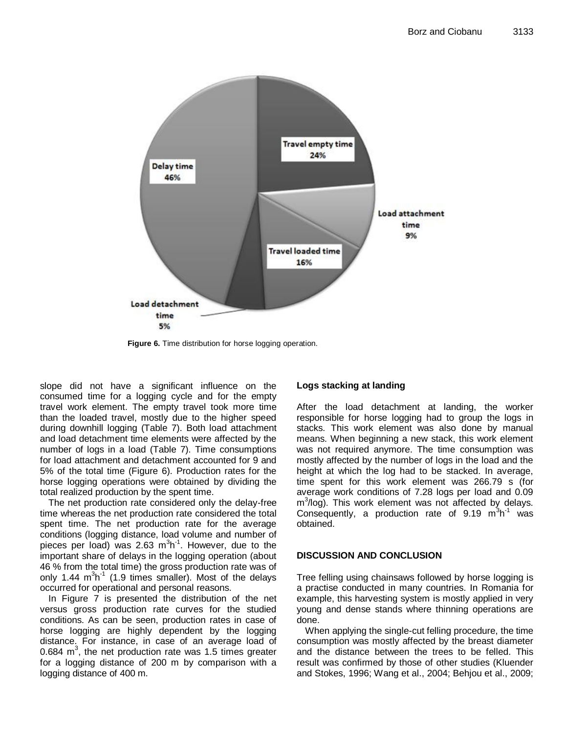Figure 6. Time distribution for horse logging operation.

slope did not have a significant influence on the consumed time for a logging cycle and for the empty travel work element. The empty travel took more time than the loaded travel, mostly due to the higher speed during downhill logging (Table 7). Both load attachment and load detachment time elements were affected by the number of logs in a load (Table 7). Time consumptions for load attachment and detachment accounted for 9 and 5% of the total time (Figure 6). Production rates for the horse logging operations were obtained by dividing the total realized production by the spent time.

The net production rate considered only the delay-free time whereas the net production rate considered the total spent time. The net production rate for the average conditions (logging distance, load volume and number of pieces per load) was 2.63 $m^3h^{-1}$. However, due to the important share of delays in the logging operation (about 46 % from the total time) the gross production rate was of only 1.44 $m^3h^{-1}$ (1.9 times smaller). Most of the delays occurred for operational and personal reasons.

In Figure 7 is presented the distribution of the net versus gross production rate curves for the studied conditions. As can be seen, production rates in case of horse logging are highly dependent by the logging distance. For instance, in case of an average load of 0.684 $m^3$, the net production rate was 1.5 times greater for a logging distance of 200 m by comparison with a logging distance of 400 m.

### Logs stacking at landing

After the load detachment at landing, the worker responsible for horse logging had to group the logs in stacks. This work element was also done by manual means. When beginning a new stack, this work element was not required anymore. The time consumption was mostly affected by the number of logs in the load and the height at which the log had to be stacked. In average, time spent for this work element was 266.79 s (for average work conditions of 7.28 logs per load and 0.09 $m^3$/log). This work element was not affected by delays. Consequently, a production rate of 9.19 $m^3h^{-1}$ was obtained.

## DISCUSSION AND CONCLUSION

Tree felling using chainsaws followed by horse logging is a practise conducted in many countries. In Romania for example, this harvesting system is mostly applied in very young and dense stands where thinning operations are done.

When applying the single-cut felling procedure, the time consumption was mostly affected by the breast diameter and the distance between the trees to be felled. This result was confirmed by those of other studies (Kluender and Stokes, 1996; Wang et al., 2004; Behjou et al., 2009;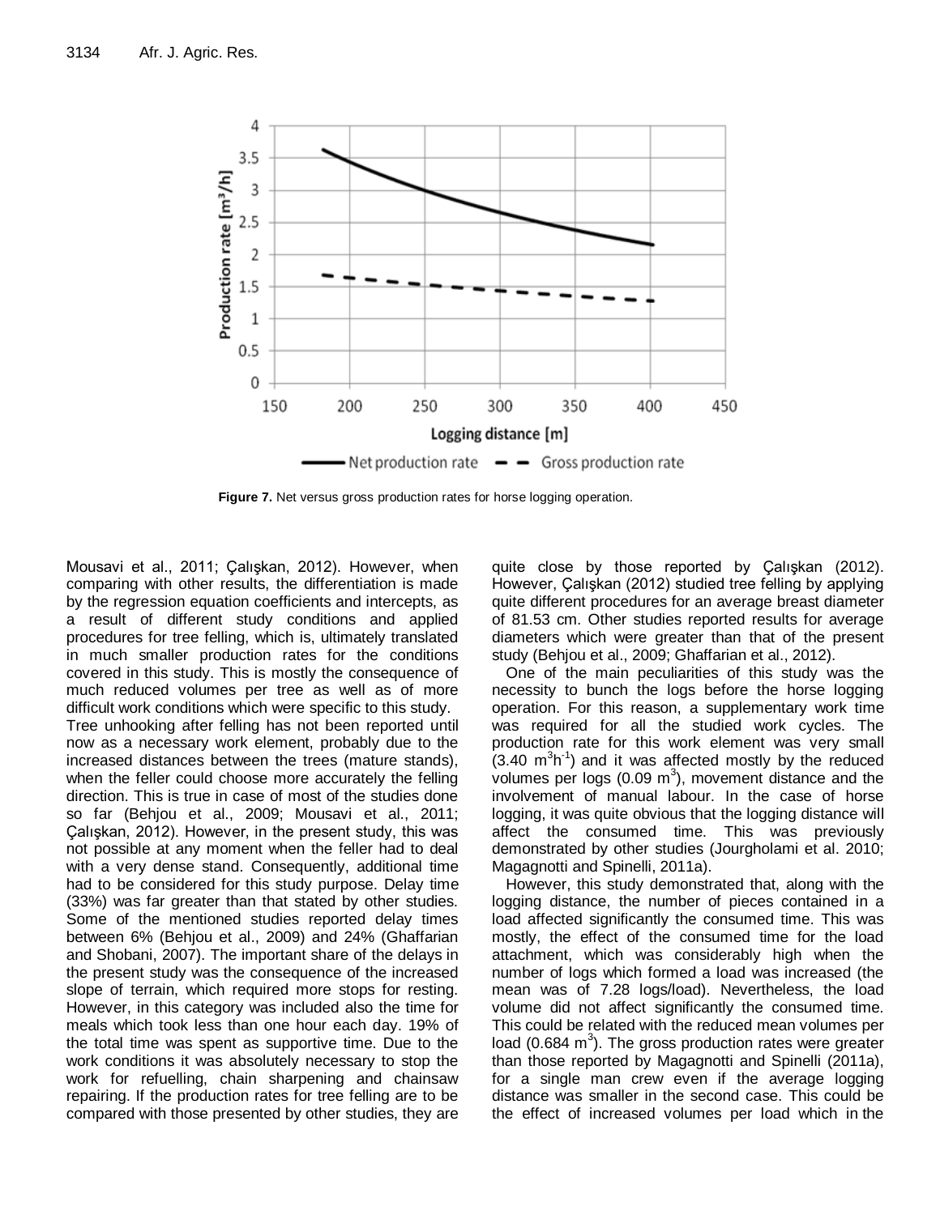**Figure 7.** Net versus gross production rates for horse logging operation.

Mousavi et al., 2011; Çalışkan, 2012). However, when comparing with other results, the differentiation is made by the regression equation coefficients and intercepts, as a result of different study conditions and applied procedures for tree felling, which is, ultimately translated in much smaller production rates for the conditions covered in this study. This is mostly the consequence of much reduced volumes per tree as well as of more difficult work conditions which were specific to this study.

Tree unhooking after felling has not been reported until now as a necessary work element, probably due to the increased distances between the trees (mature stands), when the feller could choose more accurately the felling direction. This is true in case of most of the studies done so far (Behjou et al., 2009; Mousavi et al., 2011; Çalışkan, 2012). However, in the present study, this was not possible at any moment when the feller had to deal with a very dense stand. Consequently, additional time had to be considered for this study purpose. Delay time (33%) was far greater than that stated by other studies. Some of the mentioned studies reported delay times between 6% (Behjou et al., 2009) and 24% (Ghaffarian and Shobani, 2007). The important share of the delays in the present study was the consequence of the increased slope of terrain, which required more stops for resting. However, in this category was included also the time for meals which took less than one hour each day. 19% of the total time was spent as supportive time. Due to the work conditions it was absolutely necessary to stop the work for refuelling, chain sharpening and chainsaw repairing. If the production rates for tree felling are to be compared with those presented by other studies, they are quite close by those reported by Çalışkan (2012). However, Çalışkan (2012) studied tree felling by applying quite different procedures for an average breast diameter of 81.53 cm. Other studies reported results for average diameters which were greater than that of the present study (Behjou et al., 2009; Ghaffarian et al., 2012).

One of the main peculiarities of this study was the necessity to bunch the logs before the horse logging operation. For this reason, a supplementary work time was required for all the studied work cycles. The production rate for this work element was very small (3.40 $m^3h^{-1}$) and it was affected mostly by the reduced volumes per logs (0.09 $m^3$), movement distance and the involvement of manual labour. In the case of horse logging, it was quite obvious that the logging distance will affect the consumed time. This was previously demonstrated by other studies (Jourgholami et al. 2010; Magagnotti and Spinelli, 2011a).

However, this study demonstrated that, along with the logging distance, the number of pieces contained in a load affected significantly the consumed time. This was mostly, the effect of the consumed time for the load attachment, which was considerably high when the number of logs which formed a load was increased (the mean was of 7.28 logs/load). Nevertheless, the load volume did not affect significantly the consumed time. This could be related with the reduced mean volumes per load (0.684 $m^3$). The gross production rates were greater than those reported by Magagnotti and Spinelli (2011a), for a single man crew even if the average logging distance was smaller in the second case. This could be the effect of increased volumes per load which in the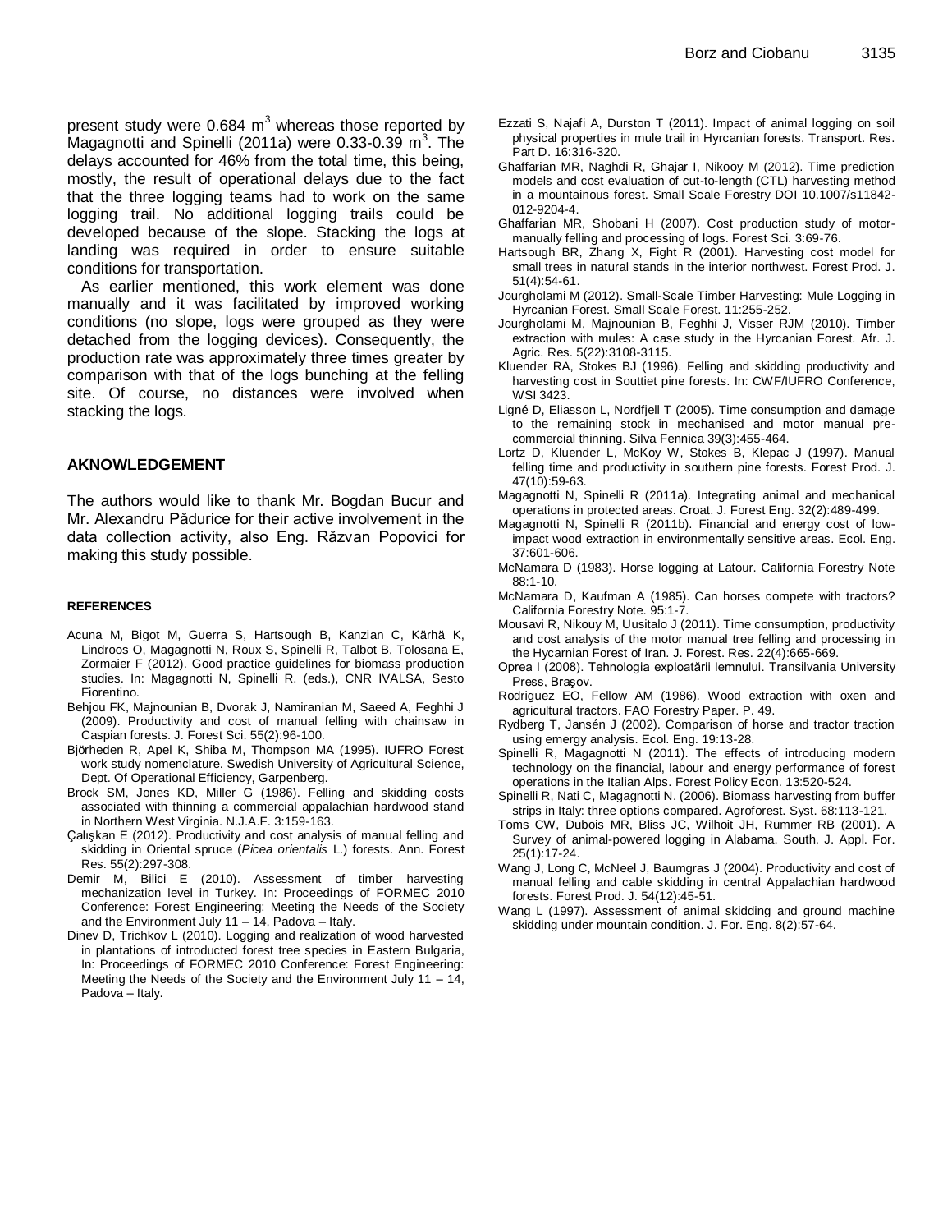present study were 0.684 $m^3$ whereas those reported by Magagnotti and Spinelli (2011a) were 0.33-0.39 $m^3$. The delays accounted for 46% from the total time, this being, mostly, the result of operational delays due to the fact that the three logging teams had to work on the same logging trail. No additional logging trails could be developed because of the slope. Stacking the logs at landing was required in order to ensure suitable conditions for transportation.

As earlier mentioned, this work element was done manually and it was facilitated by improved working conditions (no slope, logs were grouped as they were detached from the logging devices). Consequently, the production rate was approximately three times greater by comparison with that of the logs bunching at the felling site. Of course, no distances were involved when stacking the logs.

## AKNOWLEDGEMENT

The authors would like to thank Mr. Bogdan Bucur and Mr. Alexandru Pădurice for their active involvement in the data collection activity, also Eng. Răzvan Popovici for making this study possible.

## REFERENCES

Acuna M, Bigot M, Guerra S, Hartsough B, Kanzian C, Kärhä K, Lindroos O, Magagnotti N, Roux S, Spinelli R, Talbot B, Tolosana E, Zormaier F (2012). Good practice guidelines for biomass production studies. In: Magagnotti N, Spinelli R. (eds.), CNR IVALSA, Sesto Fiorentino.

Behjou FK, Majnounian B, Dvorak J, Namiranian M, Saeed A, Feghhi J (2009). Productivity and cost of manual felling with chainsaw in Caspian forests. J. Forest Sci. 55(2):96-100.

Björheden R, Apel K, Shiba M, Thompson MA (1995). IUFRO Forest work study nomenclature. Swedish University of Agricultural Science, Dept. Of Operational Efficiency, Garpenberg.

Brock SM, Jones KD, Miller G (1986). Felling and skidding costs associated with thinning a commercial appalachian hardwood stand in Northern West Virginia. N.J.A.F. 3:159-163.

Çalışkan E (2012). Productivity and cost analysis of manual felling and skidding in Oriental spruce (*Picea orientalis* L.) forests. Ann. Forest Res. 55(2):297-308.

Demir M, Bilici E (2010). Assessment of timber harvesting mechanization level in Turkey. In: Proceedings of FORMEC 2010 Conference: Forest Engineering: Meeting the Needs of the Society and the Environment July 11 – 14, Padova – Italy.

Dinev D, Trichkov L (2010). Logging and realization of wood harvested in plantations of introducted forest tree species in Eastern Bulgaria, In: Proceedings of FORMEC 2010 Conference: Forest Engineering: Meeting the Needs of the Society and the Environment July 11 – 14, Padova – Italy.

Ezzati S, Najafi A, Durston T (2011). Impact of animal logging on soil physical properties in mule trail in Hyrcanian forests. Transport. Res. Part D. 16:316-320.

Ghaffarian MR, Naghdi R, Ghajar I, Nikooy M (2012). Time prediction models and cost evaluation of cut-to-length (CTL) harvesting method in a mountainous forest. Small Scale Forestry DOI 10.1007/s11842-012-9204-4.

Ghaffarian MR, Shobani H (2007). Cost production study of motor-manually felling and processing of logs. Forest Sci. 3:69-76.

Hartsough BR, Zhang X, Fight R (2001). Harvesting cost model for small trees in natural stands in the interior northwest. Forest Prod. J. 51(4):54-61.

Jourgholami M (2012). Small-Scale Timber Harvesting: Mule Logging in Hyrcanian Forest. Small Scale Forest. 11:255-252.

Jourgholami M, Majnounian B, Feghhi J, Visser RJM (2010). Timber extraction with mules: A case study in the Hyrcanian Forest. Afr. J. Agric. Res. 5(22):3108-3115.

Kluender RA, Stokes BJ (1996). Felling and skidding productivity and harvesting cost in Souttiet pine forests. In: CWF/IUFRO Conference, WSI 3423.

Ligné D, Eliasson L, Nordfjell T (2005). Time consumption and damage to the remaining stock in mechanised and motor manual pre-commercial thinning. Silva Fennica 39(3):455-464.

Lortz D, Kluender L, McKoy W, Stokes B, Klepac J (1997). Manual felling time and productivity in southern pine forests. Forest Prod. J. 47(10):59-63.

Magagnotti N, Spinelli R (2011a). Integrating animal and mechanical operations in protected areas. Croat. J. Forest Eng. 32(2):489-499.

Magagnotti N, Spinelli R (2011b). Financial and energy cost of low-impact wood extraction in environmentally sensitive areas. Ecol. Eng. 37:601-606.

McNamara D (1983). Horse logging at Latour. California Forestry Note 88:1-10.

McNamara D, Kaufman A (1985). Can horses compete with tractors? California Forestry Note. 95:1-7.

Mousavi R, Nikouy M, Uusitalo J (2011). Time consumption, productivity and cost analysis of the motor manual tree felling and processing in the Hycarnian Forest of Iran. J. Forest. Res. 22(4):665-669.

Oprea I (2008). Tehnologia exploatării lemnului. Transilvania University Press, Braşov.

Rodriguez EO, Fellow AM (1986). Wood extraction with oxen and agricultural tractors. FAO Forestry Paper. P. 49.

Rydberg T, Jansén J (2002). Comparison of horse and tractor traction using emergy analysis. Ecol. Eng. 19:13-28.

Spinelli R, Magagnotti N (2011). The effects of introducing modern technology on the financial, labour and energy performance of forest operations in the Italian Alps. Forest Policy Econ. 13:520-524.

Spinelli R, Nati C, Magagnotti N. (2006). Biomass harvesting from buffer strips in Italy: three options compared. Agroforest. Syst. 68:113-121.

Toms CW, Dubois MR, Bliss JC, Wilhoit JH, Rummer RB (2001). A Survey of animal-powered logging in Alabama. South. J. Appl. For. 25(1):17-24.

Wang J, Long C, McNeel J, Baumgras J (2004). Productivity and cost of manual felling and cable skidding in central Appalachian hardwood forests. Forest Prod. J. 54(12):45-51.

Wang L (1997). Assessment of animal skidding and ground machine skidding under mountain condition. J. For. Eng. 8(2):57-64.